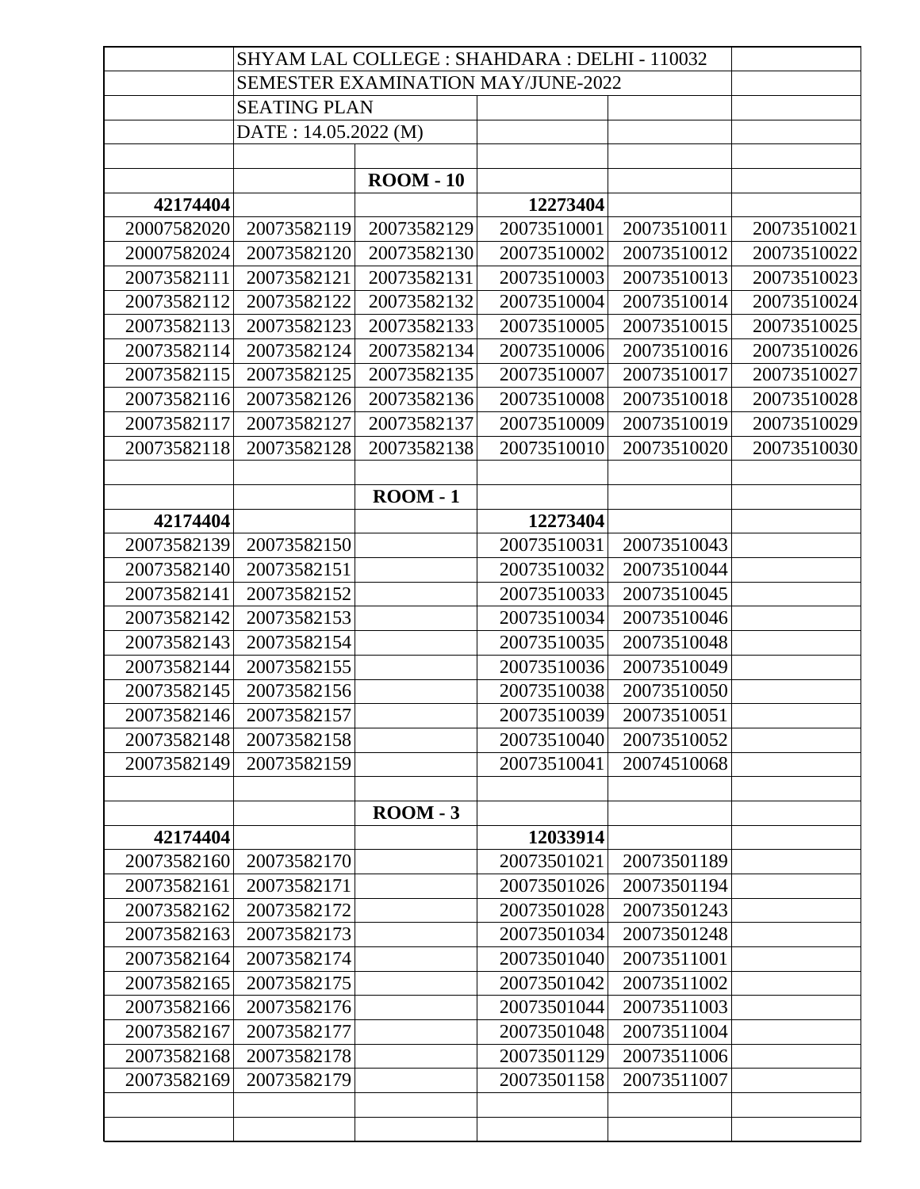| | SHYAM LAL COLLEGE : SHAHDARA : DELHI - 110032 | | | | |
|---|---|---|---|---|---|
| | SEMESTER EXAMINATION MAY/JUNE-2022 | | | | |
| | SEATING PLAN | | | | |
| | DATE : 14.05.2022 (M) | | | | |
| | | | | | |
| | | **ROOM - 10** | | | |
| **42174404** | | | **12273404** | | |
| 20007582020 | 20073582119 | 20073582129 | 20073510001 | 20073510011 | 20073510021 |
| 20007582024 | 20073582120 | 20073582130 | 20073510002 | 20073510012 | 20073510022 |
| 20073582111 | 20073582121 | 20073582131 | 20073510003 | 20073510013 | 20073510023 |
| 20073582112 | 20073582122 | 20073582132 | 20073510004 | 20073510014 | 20073510024 |
| 20073582113 | 20073582123 | 20073582133 | 20073510005 | 20073510015 | 20073510025 |
| 20073582114 | 20073582124 | 20073582134 | 20073510006 | 20073510016 | 20073510026 |
| 20073582115 | 20073582125 | 20073582135 | 20073510007 | 20073510017 | 20073510027 |
| 20073582116 | 20073582126 | 20073582136 | 20073510008 | 20073510018 | 20073510028 |
| 20073582117 | 20073582127 | 20073582137 | 20073510009 | 20073510019 | 20073510029 |
| 20073582118 | 20073582128 | 20073582138 | 20073510010 | 20073510020 | 20073510030 |
| | | | | | |
| | | **ROOM - 1** | | | |
| **42174404** | | | **12273404** | | |
| 20073582139 | 20073582150 | | 20073510031 | 20073510043 | |
| 20073582140 | 20073582151 | | 20073510032 | 20073510044 | |
| 20073582141 | 20073582152 | | 20073510033 | 20073510045 | |
| 20073582142 | 20073582153 | | 20073510034 | 20073510046 | |
| 20073582143 | 20073582154 | | 20073510035 | 20073510048 | |
| 20073582144 | 20073582155 | | 20073510036 | 20073510049 | |
| 20073582145 | 20073582156 | | 20073510038 | 20073510050 | |
| 20073582146 | 20073582157 | | 20073510039 | 20073510051 | |
| 20073582148 | 20073582158 | | 20073510040 | 20073510052 | |
| 20073582149 | 20073582159 | | 20073510041 | 20074510068 | |
| | | | | | |
| | | **ROOM - 3** | | | |
| **42174404** | | | **12033914** | | |
| 20073582160 | 20073582170 | | 20073501021 | 20073501189 | |
| 20073582161 | 20073582171 | | 20073501026 | 20073501194 | |
| 20073582162 | 20073582172 | | 20073501028 | 20073501243 | |
| 20073582163 | 20073582173 | | 20073501034 | 20073501248 | |
| 20073582164 | 20073582174 | | 20073501040 | 20073511001 | |
| 20073582165 | 20073582175 | | 20073501042 | 20073511002 | |
| 20073582166 | 20073582176 | | 20073501044 | 20073511003 | |
| 20073582167 | 20073582177 | | 20073501048 | 20073511004 | |
| 20073582168 | 20073582178 | | 20073501129 | 20073511006 | |
| 20073582169 | 20073582179 | | 20073501158 | 20073511007 | |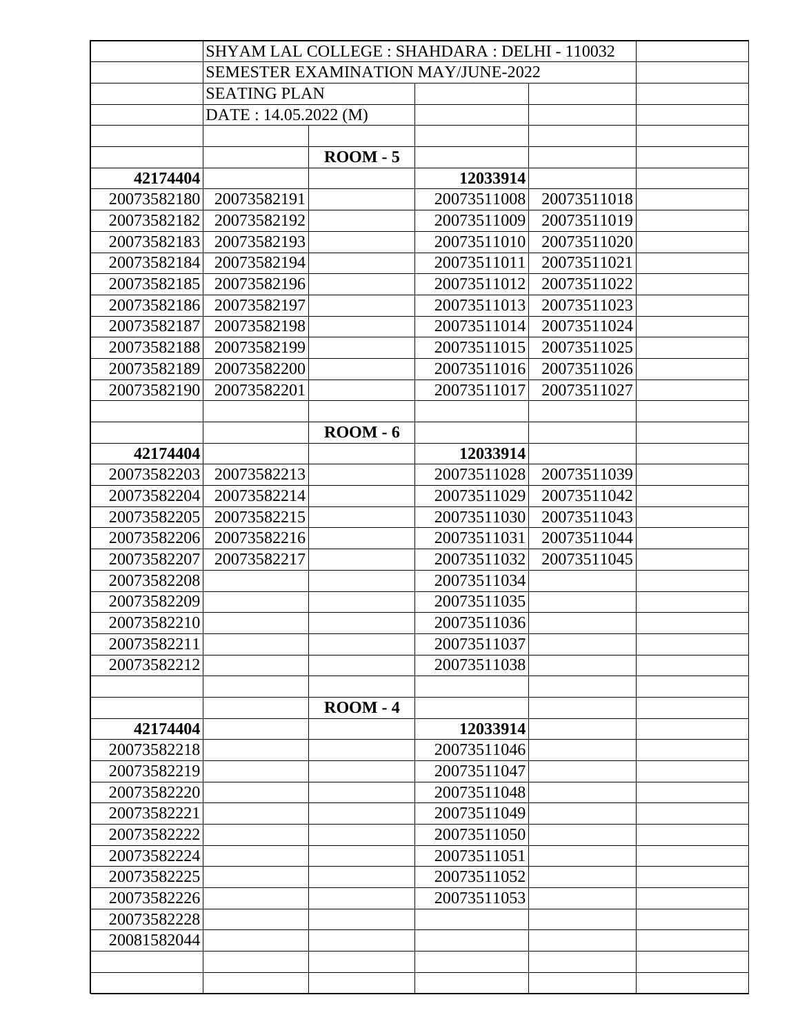SHYAM LAL COLLEGE : SHAHDARA : DELHI - 110032

SEMESTER EXAMINATION MAY/JUNE-2022

SEATING PLAN

DATE : 14.05.2022 (M)

**ROOM - 5**

| **42174404** | | | **12033914** | |
|---|---|---|---|---|
| 20073582180 | 20073582191 | | 20073511008 | 20073511018 |
| 20073582182 | 20073582192 | | 20073511009 | 20073511019 |
| 20073582183 | 20073582193 | | 20073511010 | 20073511020 |
| 20073582184 | 20073582194 | | 20073511011 | 20073511021 |
| 20073582185 | 20073582196 | | 20073511012 | 20073511022 |
| 20073582186 | 20073582197 | | 20073511013 | 20073511023 |
| 20073582187 | 20073582198 | | 20073511014 | 20073511024 |
| 20073582188 | 20073582199 | | 20073511015 | 20073511025 |
| 20073582189 | 20073582200 | | 20073511016 | 20073511026 |
| 20073582190 | 20073582201 | | 20073511017 | 20073511027 |

**ROOM - 6**

| **42174404** | | | **12033914** | |
|---|---|---|---|---|
| 20073582203 | 20073582213 | | 20073511028 | 20073511039 |
| 20073582204 | 20073582214 | | 20073511029 | 20073511042 |
| 20073582205 | 20073582215 | | 20073511030 | 20073511043 |
| 20073582206 | 20073582216 | | 20073511031 | 20073511044 |
| 20073582207 | 20073582217 | | 20073511032 | 20073511045 |
| 20073582208 | | | 20073511034 | |
| 20073582209 | | | 20073511035 | |
| 20073582210 | | | 20073511036 | |
| 20073582211 | | | 20073511037 | |
| 20073582212 | | | 20073511038 | |

**ROOM - 4**

| **42174404** | | | **12033914** | |
|---|---|---|---|---|
| 20073582218 | | | 20073511046 | |
| 20073582219 | | | 20073511047 | |
| 20073582220 | | | 20073511048 | |
| 20073582221 | | | 20073511049 | |
| 20073582222 | | | 20073511050 | |
| 20073582224 | | | 20073511051 | |
| 20073582225 | | | 20073511052 | |
| 20073582226 | | | 20073511053 | |
| 20073582228 | | | | |
| 20081582044 | | | | |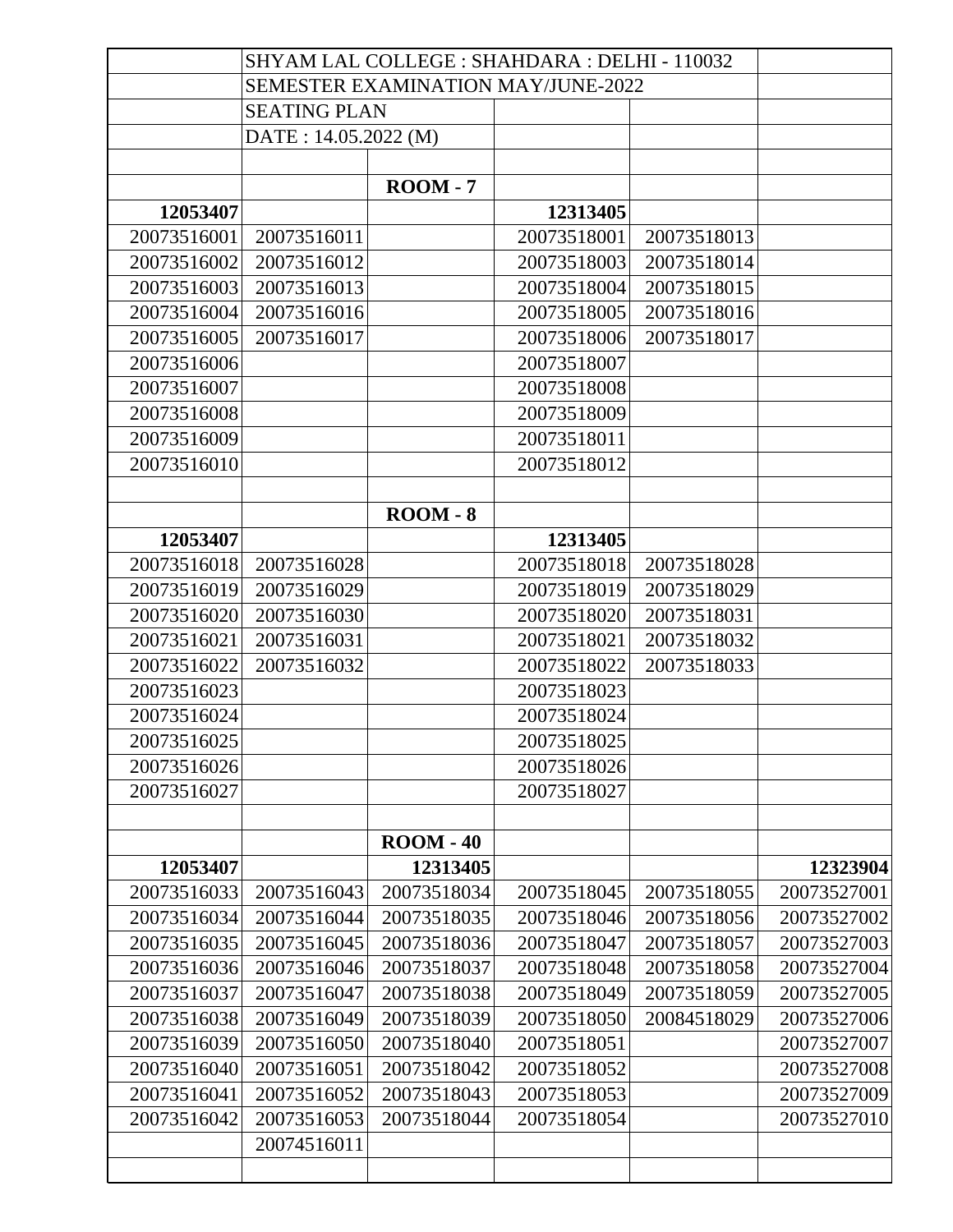| | SHYAM LAL COLLEGE : SHAHDARA : DELHI - 110032 | | | | |
|---|---|---|---|---|---|
| | SEMESTER EXAMINATION MAY/JUNE-2022 | | | | |
| | SEATING PLAN | | | | |
| | DATE : 14.05.2022 (M) | | | | |
| | | | | | |
| | | **ROOM - 7** | | | |
| **12053407** | | | **12313405** | | |
| 20073516001 | 20073516011 | | 20073518001 | 20073518013 | |
| 20073516002 | 20073516012 | | 20073518003 | 20073518014 | |
| 20073516003 | 20073516013 | | 20073518004 | 20073518015 | |
| 20073516004 | 20073516016 | | 20073518005 | 20073518016 | |
| 20073516005 | 20073516017 | | 20073518006 | 20073518017 | |
| 20073516006 | | | 20073518007 | | |
| 20073516007 | | | 20073518008 | | |
| 20073516008 | | | 20073518009 | | |
| 20073516009 | | | 20073518011 | | |
| 20073516010 | | | 20073518012 | | |
| | | | | | |
| | | **ROOM - 8** | | | |
| **12053407** | | | **12313405** | | |
| 20073516018 | 20073516028 | | 20073518018 | 20073518028 | |
| 20073516019 | 20073516029 | | 20073518019 | 20073518029 | |
| 20073516020 | 20073516030 | | 20073518020 | 20073518031 | |
| 20073516021 | 20073516031 | | 20073518021 | 20073518032 | |
| 20073516022 | 20073516032 | | 20073518022 | 20073518033 | |
| 20073516023 | | | 20073518023 | | |
| 20073516024 | | | 20073518024 | | |
| 20073516025 | | | 20073518025 | | |
| 20073516026 | | | 20073518026 | | |
| 20073516027 | | | 20073518027 | | |
| | | | | | |
| | | **ROOM - 40** | | | |
| **12053407** | | **12313405** | | | **12323904** |
| 20073516033 | 20073516043 | 20073518034 | 20073518045 | 20073518055 | 20073527001 |
| 20073516034 | 20073516044 | 20073518035 | 20073518046 | 20073518056 | 20073527002 |
| 20073516035 | 20073516045 | 20073518036 | 20073518047 | 20073518057 | 20073527003 |
| 20073516036 | 20073516046 | 20073518037 | 20073518048 | 20073518058 | 20073527004 |
| 20073516037 | 20073516047 | 20073518038 | 20073518049 | 20073518059 | 20073527005 |
| 20073516038 | 20073516049 | 20073518039 | 20073518050 | 20084518029 | 20073527006 |
| 20073516039 | 20073516050 | 20073518040 | 20073518051 | | 20073527007 |
| 20073516040 | 20073516051 | 20073518042 | 20073518052 | | 20073527008 |
| 20073516041 | 20073516052 | 20073518043 | 20073518053 | | 20073527009 |
| 20073516042 | 20073516053 | 20073518044 | 20073518054 | | 20073527010 |
| | 20074516011 | | | | |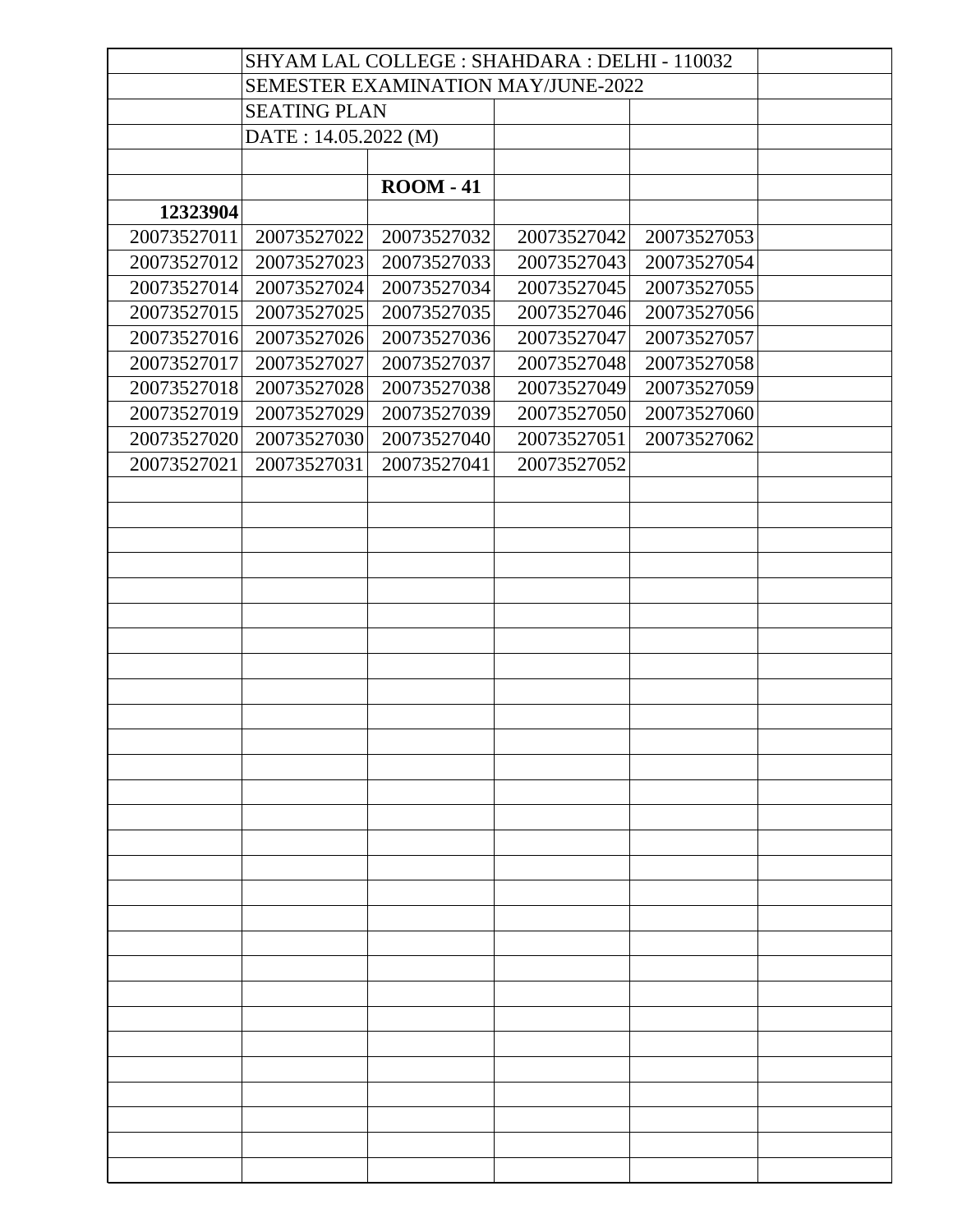SHYAM LAL COLLEGE : SHAHDARA : DELHI - 110032

SEMESTER EXAMINATION MAY/JUNE-2022

SEATING PLAN

DATE : 14.05.2022 (M)

**ROOM - 41**

| **12323904** | | | | |
|---|---|---|---|---|
| 20073527011 | 20073527022 | 20073527032 | 20073527042 | 20073527053 |
| 20073527012 | 20073527023 | 20073527033 | 20073527043 | 20073527054 |
| 20073527014 | 20073527024 | 20073527034 | 20073527045 | 20073527055 |
| 20073527015 | 20073527025 | 20073527035 | 20073527046 | 20073527056 |
| 20073527016 | 20073527026 | 20073527036 | 20073527047 | 20073527057 |
| 20073527017 | 20073527027 | 20073527037 | 20073527048 | 20073527058 |
| 20073527018 | 20073527028 | 20073527038 | 20073527049 | 20073527059 |
| 20073527019 | 20073527029 | 20073527039 | 20073527050 | 20073527060 |
| 20073527020 | 20073527030 | 20073527040 | 20073527051 | 20073527062 |
| 20073527021 | 20073527031 | 20073527041 | 20073527052 | |